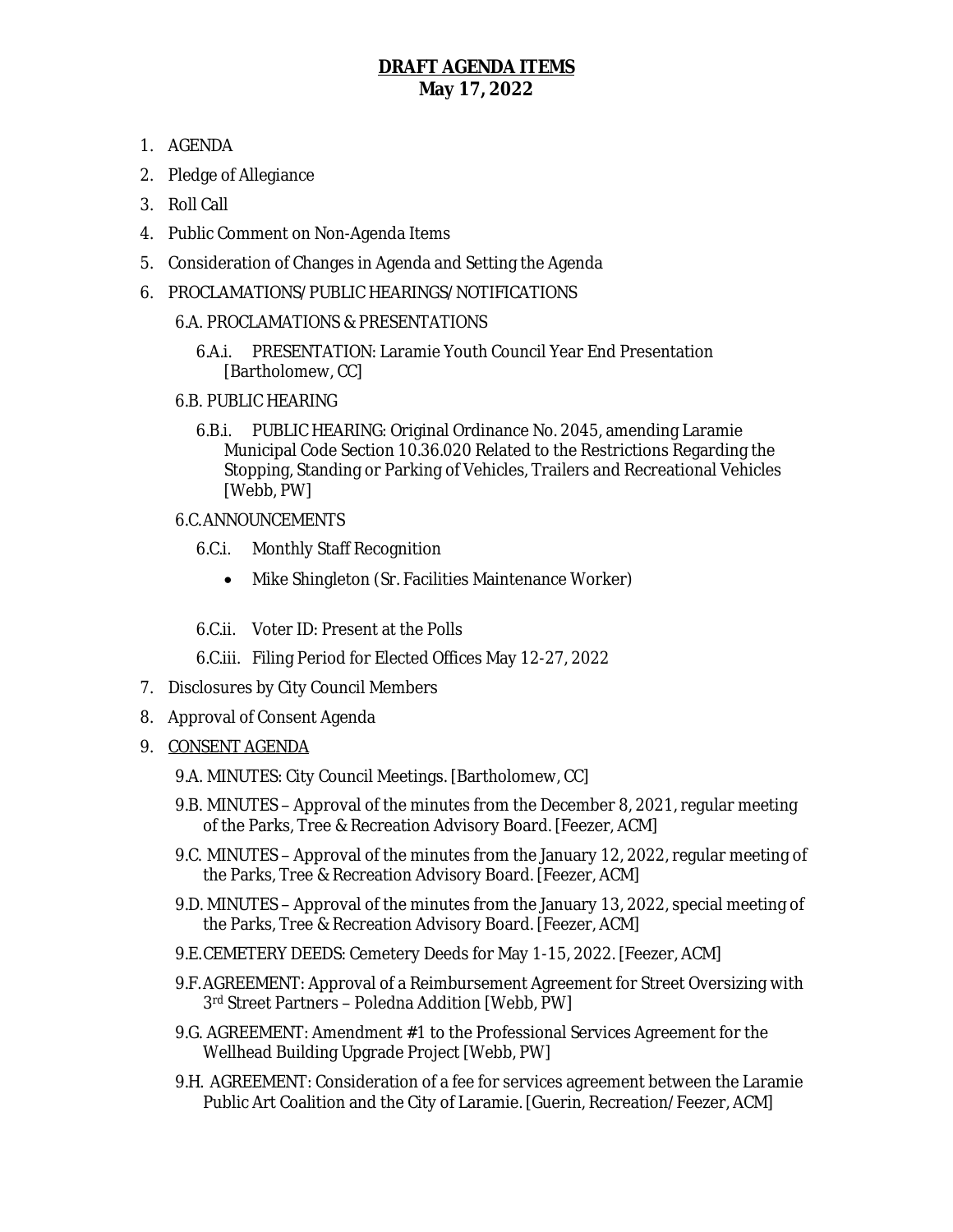# DRAFT AGENDA ITEMS
## May 17, 2022

1. AGENDA
2. Pledge of Allegiance
3. Roll Call
4. Public Comment on Non-Agenda Items
5. Consideration of Changes in Agenda and Setting the Agenda
6. PROCLAMATIONS/PUBLIC HEARINGS/NOTIFICATIONS
   - 6.A. PROCLAMATIONS & PRESENTATIONS
     - 6.A.i. PRESENTATION: Laramie Youth Council Year End Presentation [Bartholomew, CC]
   - 6.B. PUBLIC HEARING
     - 6.B.i. PUBLIC HEARING: Original Ordinance No. 2045, amending Laramie Municipal Code Section 10.36.020 Related to the Restrictions Regarding the Stopping, Standing or Parking of Vehicles, Trailers and Recreational Vehicles [Webb, PW]
   - 6.C. ANNOUNCEMENTS
     - 6.C.i. Monthly Staff Recognition
       - Mike Shingleton (Sr. Facilities Maintenance Worker)
     - 6.C.ii. Voter ID: Present at the Polls
     - 6.C.iii. Filing Period for Elected Offices May 12-27, 2022
7. Disclosures by City Council Members
8. Approval of Consent Agenda
9. <u>CONSENT AGENDA</u>
   - 9.A. MINUTES: City Council Meetings. [Bartholomew, CC]
   - 9.B. MINUTES – Approval of the minutes from the December 8, 2021, regular meeting of the Parks, Tree & Recreation Advisory Board. [Feezer, ACM]
   - 9.C. MINUTES – Approval of the minutes from the January 12, 2022, regular meeting of the Parks, Tree & Recreation Advisory Board. [Feezer, ACM]
   - 9.D. MINUTES – Approval of the minutes from the January 13, 2022, special meeting of the Parks, Tree & Recreation Advisory Board. [Feezer, ACM]
   - 9.E. CEMETERY DEEDS: Cemetery Deeds for May 1-15, 2022. [Feezer, ACM]
   - 9.F. AGREEMENT: Approval of a Reimbursement Agreement for Street Oversizing with 3rd Street Partners – Poledna Addition [Webb, PW]
   - 9.G. AGREEMENT: Amendment #1 to the Professional Services Agreement for the Wellhead Building Upgrade Project [Webb, PW]
   - 9.H. AGREEMENT: Consideration of a fee for services agreement between the Laramie Public Art Coalition and the City of Laramie. [Guerin, Recreation/Feezer, ACM]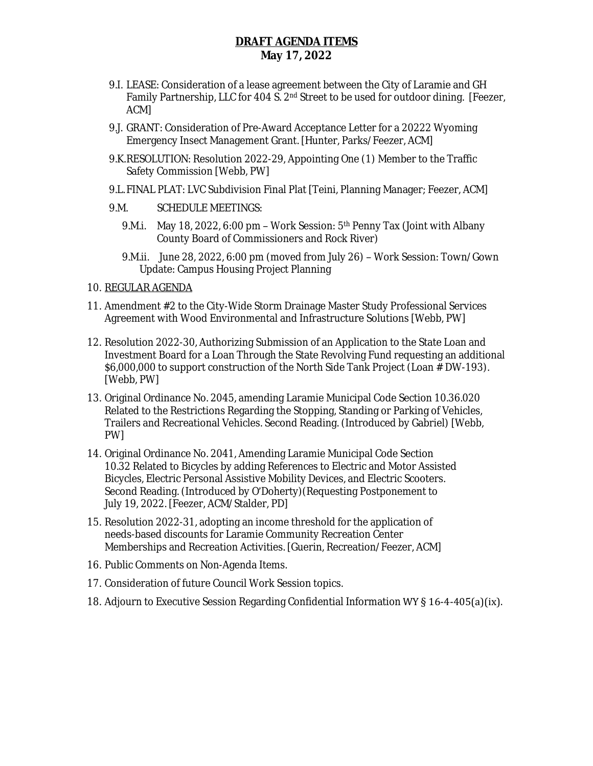**DRAFT AGENDA ITEMS**
**May 17, 2022**

9.I. LEASE: Consideration of a lease agreement between the City of Laramie and GH Family Partnership, LLC for 404 S. 2nd Street to be used for outdoor dining. [Feezer, ACM]

9.J. GRANT: Consideration of Pre-Award Acceptance Letter for a 20222 Wyoming Emergency Insect Management Grant. [Hunter, Parks/Feezer, ACM]

9.K. RESOLUTION: Resolution 2022-29, Appointing One (1) Member to the Traffic Safety Commission [Webb, PW]

9.L. FINAL PLAT: LVC Subdivision Final Plat [Teini, Planning Manager; Feezer, ACM]

9.M. SCHEDULE MEETINGS:

9.M.i. May 18, 2022, 6:00 pm – Work Session: 5th Penny Tax (Joint with Albany County Board of Commissioners and Rock River)

9.M.ii. June 28, 2022, 6:00 pm (moved from July 26) – Work Session: Town/Gown Update: Campus Housing Project Planning

10. REGULAR AGENDA

11. Amendment #2 to the City-Wide Storm Drainage Master Study Professional Services Agreement with Wood Environmental and Infrastructure Solutions [Webb, PW]

12. Resolution 2022-30, Authorizing Submission of an Application to the State Loan and Investment Board for a Loan Through the State Revolving Fund requesting an additional $6,000,000 to support construction of the North Side Tank Project (Loan # DW-193). [Webb, PW]

13. Original Ordinance No. 2045, amending Laramie Municipal Code Section 10.36.020 Related to the Restrictions Regarding the Stopping, Standing or Parking of Vehicles, Trailers and Recreational Vehicles. Second Reading. (Introduced by Gabriel) [Webb, PW]

14. Original Ordinance No. 2041, Amending Laramie Municipal Code Section 10.32 Related to Bicycles by adding References to Electric and Motor Assisted Bicycles, Electric Personal Assistive Mobility Devices, and Electric Scooters. Second Reading. (Introduced by O'Doherty)(Requesting Postponement to July 19, 2022. [Feezer, ACM/Stalder, PD]

15. Resolution 2022-31, adopting an income threshold for the application of needs-based discounts for Laramie Community Recreation Center Memberships and Recreation Activities. [Guerin, Recreation/Feezer, ACM]

16. Public Comments on Non-Agenda Items.

17. Consideration of future Council Work Session topics.

18. Adjourn to Executive Session Regarding Confidential Information WY § 16-4-405(a)(ix).